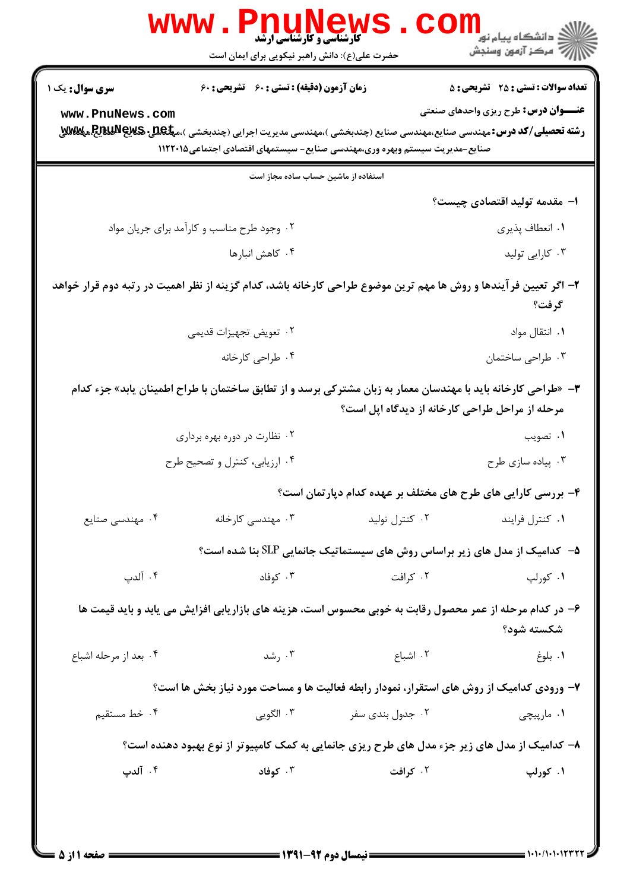کارشناسی و کارشناسی ارشد

حضرت علی(ع): دانش راهبر نیکویی برای ایمان است

دانشگاه پیام نور
مرکز آزمون وسنجش

**سری سوال:** یک ۱

**زمان آزمون (دقیقه) : تستی : ۶۰ تشریحی : ۶۰**

**تعداد سوالات : تستی : ۲۵ تشریحی : ۵**

**عنـــوان درس:** طرح ریزی واحدهای صنعتی

**رشته تحصیلی/کد درس:** مهندسی صنایع،مهندسی صنایع (چندبخشی )،مهندسی مدیریت اجرایی (چندبخشی )،مهندسی صنایع-صنایع،مهندسی صنایع-مدیریت سیستم وبهره وری،مهندسی صنایع - سیستمهای اقتصادی اجتماعی۱۱۲۲۰۱۵

استفاده از ماشین حساب ساده مجاز است

۱- مقدمه تولید اقتصادی چیست؟

۱. انعطاف پذیری
۲. وجود طرح مناسب و کارآمد برای جریان مواد
۳. کارایی تولید
۴. کاهش انبارها

۲- اگر تعیین فرآیندها و روش ها مهم ترین موضوع طراحی کارخانه باشد، کدام گزینه از نظر اهمیت در رتبه دوم قرار خواهد گرفت؟

۱. انتقال مواد
۲. تعویض تجهیزات قدیمی
۳. طراحی ساختمان
۴. طراحی کارخانه

۳- «طراحی کارخانه باید با مهندسان معمار به زبان مشترکی برسد و از تطابق ساختمان با طراح اطمینان یابد» جزء کدام مرحله از مراحل طراحی کارخانه از دیدگاه اپل است؟

۱. تصویب
۲. نظارت در دوره بهره برداری
۳. پیاده سازی طرح
۴. ارزیابی، کنترل و تصحیح طرح

۴- بررسی کارایی های طرح های مختلف بر عهده کدام دپارتمان است؟

۱. کنترل فرایند
۲. کنترل تولید
۳. مهندسی کارخانه
۴. مهندسی صنایع

۵- کدامیک از مدل های زیر براساس روش های سیستماتیک جانمایی SLP بنا شده است؟

۱. کورلپ
۲. کرافت
۳. کوفاد
۴. آلدپ

۶- در کدام مرحله از عمر محصول رقابت به خوبی محسوس است، هزینه های بازاریابی افزایش می یابد و باید قیمت ها شکسته شود؟

۱. بلوغ
۲. اشباع
۳. رشد
۴. بعد از مرحله اشباع

۷- ورودی کدامیک از روش های استقرار، نمودار رابطه فعالیت ها و مساحت مورد نیاز بخش ها است؟

۱. مارپیچی
۲. جدول بندی سفر
۳. الگویی
۴. خط مستقیم

۸- کدامیک از مدل های زیر جزء مدل های طرح ریزی جانمایی به کمک کامپیوتر از نوع بهبود دهنده است؟

۱. کورلپ
۲. کرافت
۳. کوفاد
۴. آلدپ

نیمسال دوم ۹۲-۱۳۹۱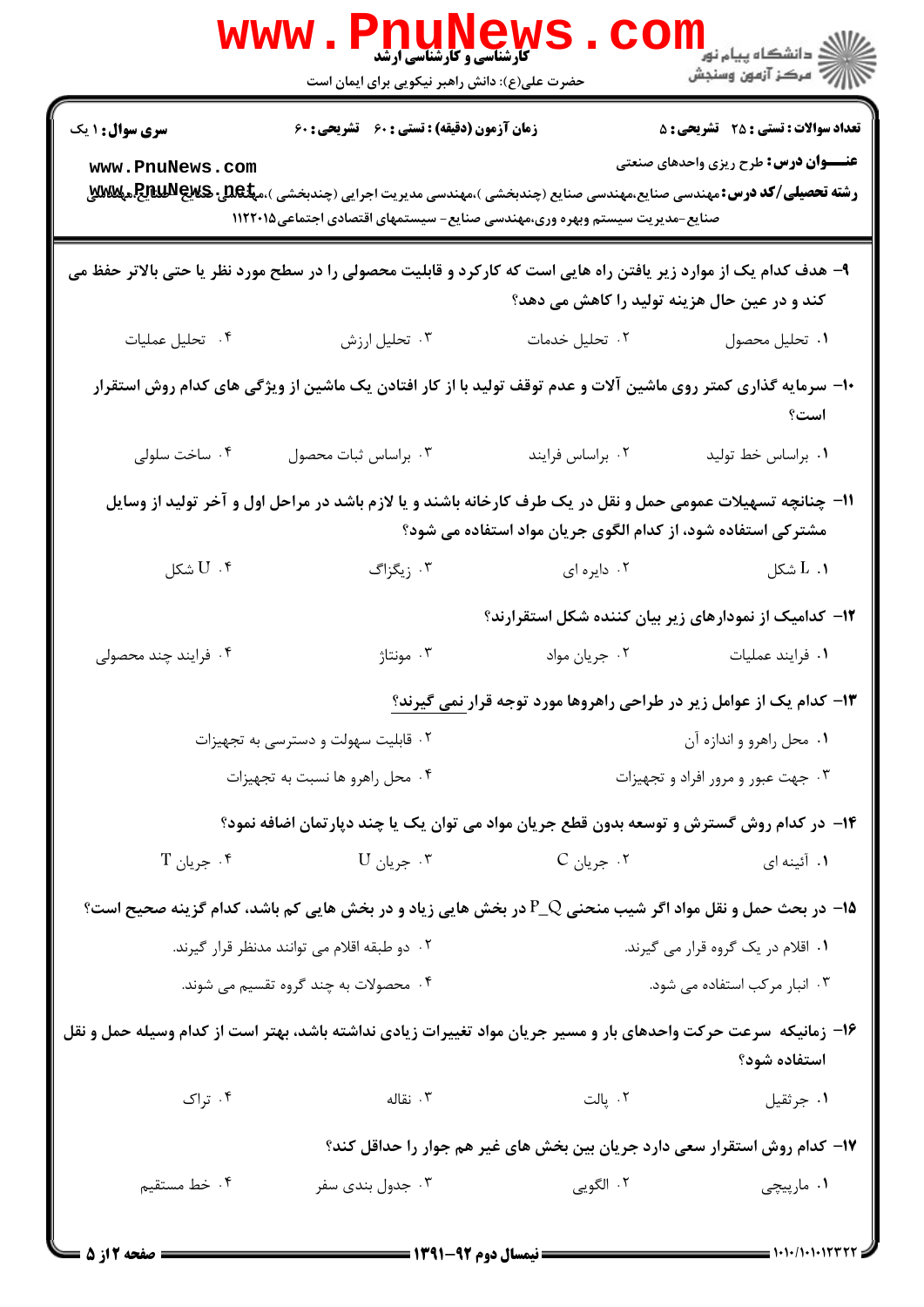۹- هدف کدام یک از موارد زیر یافتن راه هایی است که کارکرد و قابلیت محصولی را در سطح مورد نظر یا حتی بالاتر حفظ می کند و در عین حال هزینه تولید را کاهش می دهد؟

۱. تحلیل محصول
۲. تحلیل خدمات
۳. تحلیل ارزش
۴. تحلیل عملیات

۱۰- سرمایه گذاری کمتر روی ماشین آلات و عدم توقف تولید با از کار افتادن یک ماشین از ویژگی های کدام روش استقرار است؟

۱. براساس خط تولید
۲. براساس فرایند
۳. براساس ثبات محصول
۴. ساخت سلولی

۱۱- چنانچه تسهیلات عمومی حمل و نقل در یک طرف کارخانه باشند و یا لازم باشد در مراحل اول و آخر تولید از وسایل مشترکی استفاده شود، از کدام الگوی جریان مواد استفاده می شود؟

۱. L شکل
۲. دایره ای
۳. زیگزاگ
۴. U شکل

۱۲- کدامیک از نمودارهای زیر بیان کننده شکل استقرارند؟

۱. فرایند عملیات
۲. جریان مواد
۳. مونتاژ
۴. فرایند چند محصولی

۱۳- کدام یک از عوامل زیر در طراحی راهروها مورد توجه قرار نمی گیرند؟

۱. محل راهرو و اندازه آن
۲. قابلیت سهولت و دسترسی به تجهیزات
۳. جهت عبور و مرور افراد و تجهیزات
۴. محل راهرو ها نسبت به تجهیزات

۱۴- در کدام روش گسترش و توسعه بدون قطع جریان مواد می توان یک یا چند دپارتمان اضافه نمود؟

۱. آئینه ای
۲. جریان C
۳. جریان U
۴. جریان T

۱۵- در بحث حمل و نقل مواد اگر شیب منحنی P_Q در بخش هایی زیاد و در بخش هایی کم باشد، کدام گزینه صحیح است؟

۱. اقلام در یک گروه قرار می گیرند.
۲. دو طبقه اقلام می توانند مدنظر قرار گیرند.
۳. انبار مرکب استفاده می شود.
۴. محصولات به چند گروه تقسیم می شوند.

۱۶- زمانیکه سرعت حرکت واحدهای بار و مسیر جریان مواد تغییرات زیادی نداشته باشد، بهتر است از کدام وسیله حمل و نقل استفاده شود؟

۱. جرثقیل
۲. پالت
۳. نقاله
۴. تراک

۱۷- کدام روش استقرار سعی دارد جریان بین بخش های غیر هم جوار را حداقل کند؟

۱. مارپیچی
۲. الگویی
۳. جدول بندی سفر
۴. خط مستقیم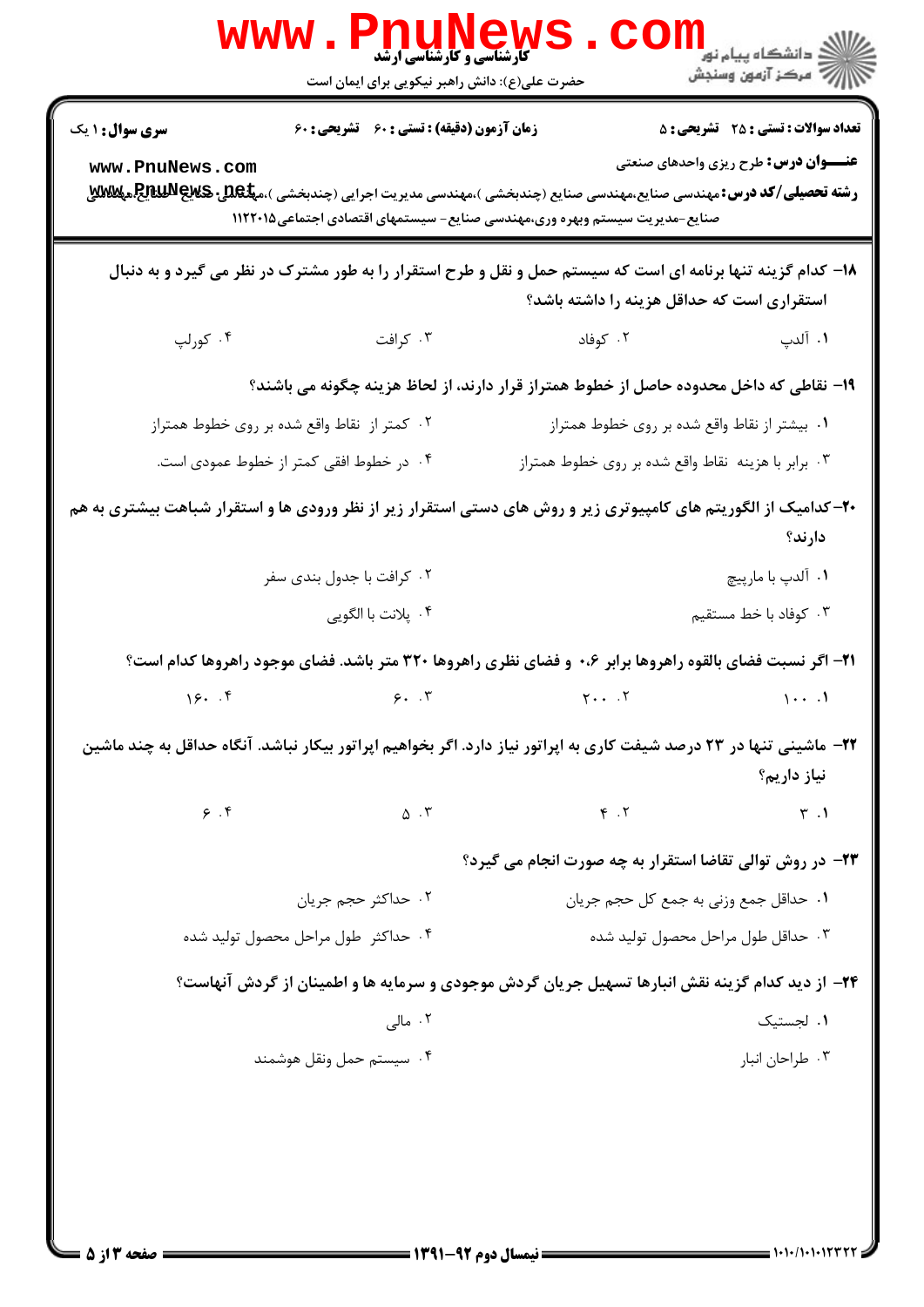سری سوال: ۱ یک

زمان آزمون (دقیقه) : تستی : ۶۰ تشریحی : ۶۰

تعداد سوالات : تستی : ۲۵ تشریحی : ۵

عنـــوان درس: طرح ریزی واحدهای صنعتی

رشته تحصیلی/کد درس: مهندسی صنایع،مهندسی صنایع (چندبخشی )،مهندسی مدیریت اجرایی (چندبخشی )،مهندسی صنایع-صنایع،مهندسی صنایع-مدیریت سیستم وبهره وری،مهندسی صنایع - سیستمهای اقتصادی اجتماعی۱۱۲۲۰۱۵

۱۸- کدام گزینه تنها برنامه ای است که سیستم حمل و نقل و طرح استقرار را به طور مشترک در نظر می گیرد و به دنبال استقراری است که حداقل هزینه را داشته باشد؟

۱. آلدپ
۲. کوفاد
۳. کرافت
۴. کورلپ

۱۹- نقاطی که داخل محدوده حاصل از خطوط همتراز قرار دارند، از لحاظ هزینه چگونه می باشند؟

۱. بیشتر از نقاط واقع شده بر روی خطوط همتراز
۲. کمتر از نقاط واقع شده بر روی خطوط همتراز
۳. برابر با هزینه نقاط واقع شده بر روی خطوط همتراز
۴. در خطوط افقی کمتر از خطوط عمودی است.

۲۰-کدامیک از الگوریتم های کامپیوتری زیر و روش های دستی استقرار زیر از نظر ورودی ها و استقرار شباهت بیشتری به هم دارند؟

۱. آلدپ با مارپیچ
۲. کرافت با جدول بندی سفر
۳. کوفاد با خط مستقیم
۴. پلانت با الگویی

۲۱- اگر نسبت فضای بالقوه راهروها برابر ۰.۶ و فضای نظری راهروها ۳۲۰ متر باشد. فضای موجود راهروها کدام است؟

۱. ۱۰۰
۲. ۲۰۰
۳. ۶۰
۴. ۱۶۰

۲۲- ماشینی تنها در ۲۳ درصد شیفت کاری به اپراتور نیاز دارد. اگر بخواهیم اپراتور بیکار نباشد. آنگاه حداقل به چند ماشین نیاز داریم؟

۱. ۳
۲. ۴
۳. ۵
۴. ۶

۲۳- در روش توالی تقاضا استقرار به چه صورت انجام می گیرد؟

۱. حداقل جمع وزنی به جمع کل حجم جریان
۲. حداکثر حجم جریان
۳. حداقل طول مراحل محصول تولید شده
۴. حداکثر طول مراحل محصول تولید شده

۲۴- از دید کدام گزینه نقش انبارها تسهیل جریان گردش موجودی و سرمایه ها و اطمینان از گردش آنهاست؟

۱. لجستیک
۲. مالی
۳. طراحان انبار
۴. سیستم حمل ونقل هوشمند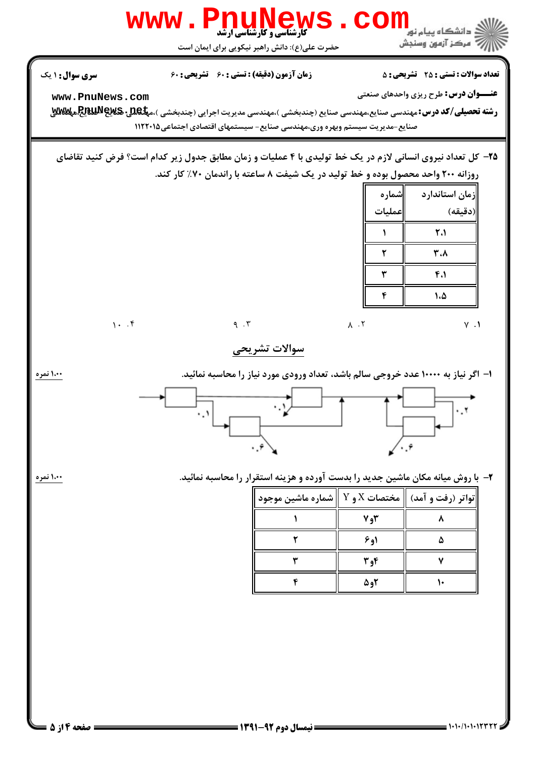**سری سوال:** ۱ یک | **زمان آزمون (دقیقه) : تستی :** ۶۰ **تشریحی :** ۶۰ | **تعداد سوالات : تستی :** ۲۵ **تشریحی :** ۵

**عنـــوان درس:** طرح ریزی واحدهای صنعتی

**رشته تحصیلی/کد درس:** مهندسی صنایع،مهندسی صنایع (چندبخشی )،مهندسی مدیریت اجرایی (چندبخشی )،مهندسی صنایع،مهندسی صنایع-مدیریت سیستم وبهره وری،مهندسی صنایع - سیستمهای اقتصادی اجتماعی۱۱۲۲۰۱۵

۲۵- کل تعداد نیروی انسانی لازم در یک خط تولیدی با ۴ عملیات و زمان مطابق جدول زیر کدام است؟ فرض کنید تقاضای روزانه ۲۰۰ واحد محصول بوده و خط تولید در یک شیفت ۸ ساعته با راندمان ۷۰٪ کار کند.

| شماره عملیات | زمان استاندارد (دقیقه) |
|---|---|
| ۱ | ۲.۱ |
| ۲ | ۳.۸ |
| ۳ | ۴.۱ |
| ۴ | ۱.۵ |

۱. ۷ &nbsp;&nbsp;&nbsp; ۲. ۸ &nbsp;&nbsp;&nbsp; ۳. ۹ &nbsp;&nbsp;&nbsp; ۴. ۱۰

## سوالات تشریحی

۱- اگر نیاز به ۱۰۰۰۰ عدد خروجی سالم باشد، تعداد ورودی مورد نیاز را محاسبه نمائید. (۱.۰۰ نمره)

(نمودار: ۰.۱ ، ۰.۱ ، ۰.۰۴ ، ۰.۲ ، ۰.۰۶)

۲- با روش میانه مکان ماشین جدید را بدست آورده و هزینه استقرار را محاسبه نمائید. (۱.۰۰ نمره)

| شماره ماشین موجود | مختصات X و Y | تواتر (رفت و آمد) |
|---|---|---|
| ۱ | ۷و۳ | ۸ |
| ۲ | ۶و۱ | ۵ |
| ۳ | ۳و۴ | ۷ |
| ۴ | ۵و۲ | ۱۰ |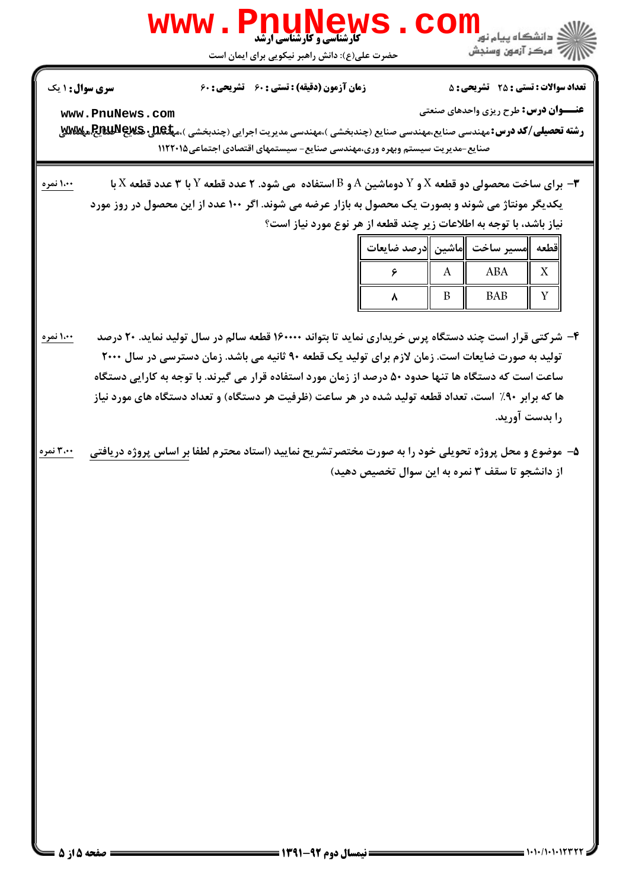**سری سوال:** ۱ یک

**زمان آزمون (دقیقه) : تستی :** ۶۰ **تشریحی :** ۶۰

**تعداد سوالات : تستی :** ۲۵ **تشریحی :** ۵

**عنـــوان درس:** طرح ریزی واحدهای صنعتی

**رشته تحصیلی/کد درس:** مهندسی صنایع،مهندسی صنایع (چندبخشی )،مهندسی مدیریت اجرایی (چندبخشی )،مهندسی صنایع-صنایع،مهندسی صنایع-مدیریت سیستم وبهره وری،مهندسی صنایع - سیستمهای اقتصادی اجتماعی۱۱۲۲۰۱۵

۳- برای ساخت محصولی دو قطعه X و Y دوماشین A و B استفاده می شود. ۲ عدد قطعه Y با ۳ عدد قطعه X با یکدیگر مونتاژ می شوند و بصورت یک محصول به بازار عرضه می شوند. اگر ۱۰۰ عدد از این محصول در روز مورد نیاز باشد، با توجه به اطلاعات زیر چند قطعه از هر نوع مورد نیاز است؟ (۱.۰۰ نمره)

| قطعه | مسیر ساخت | ماشین | درصد ضایعات |
|---|---|---|---|
| X | ABA | A | ۶ |
| Y | BAB | B | ۸ |

۴- شرکتی قرار است چند دستگاه پرس خریداری نماید تا بتواند ۱۶۰۰۰۰ قطعه سالم در سال تولید نماید. ۲۰ درصد تولید به صورت ضایعات است. زمان لازم برای تولید یک قطعه ۹۰ ثانیه می باشد. زمان دسترسی در سال ۲۰۰۰ ساعت است که دستگاه ها تنها حدود ۵۰ درصد از زمان مورد استفاده قرار می گیرند. با توجه به کارایی دستگاه ها که برابر ۹۰٪ است، تعداد قطعه تولید شده در هر ساعت (ظرفیت هر دستگاه) و تعداد دستگاه های مورد نیاز را بدست آورید. (۱.۰۰ نمره)

۵- موضوع و محل پروژه تحویلی خود را به صورت مختصرتشریح نمایید (استاد محترم لطفا بر اساس پروژه دریافتی از دانشجو تا سقف ۳ نمره به این سوال تخصیص دهید) (۳.۰۰ نمره)